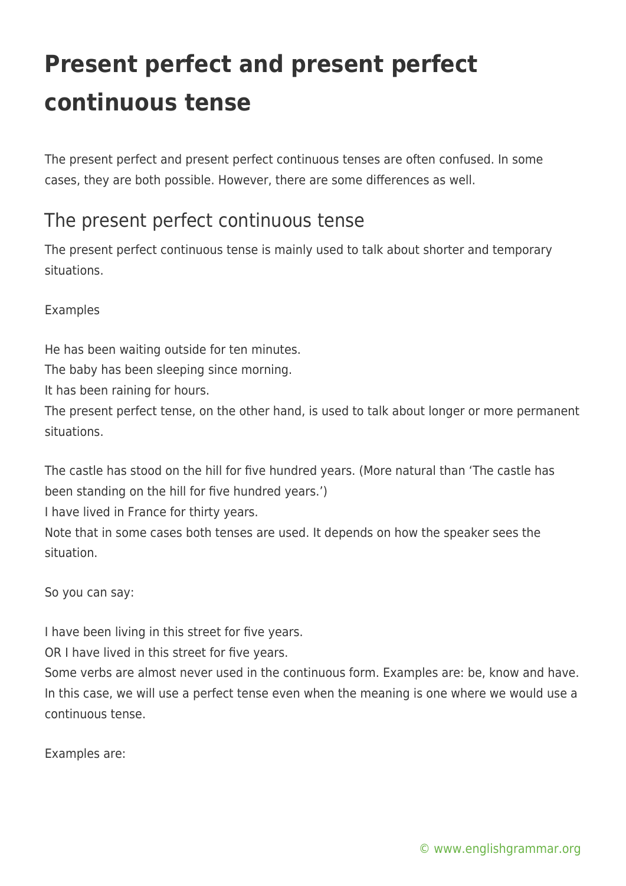# Present perfect and present perfect continuous tense

The present perfect and present perfect continuous tenses are often confused. In some cases, they are both possible. However, there are some differences as well.

## The present perfect continuous tense

The present perfect continuous tense is mainly used to talk about shorter and temporary situations.

Examples

He has been waiting outside for ten minutes.
The baby has been sleeping since morning.
It has been raining for hours.
The present perfect tense, on the other hand, is used to talk about longer or more permanent situations.

The castle has stood on the hill for five hundred years. (More natural than 'The castle has been standing on the hill for five hundred years.')
I have lived in France for thirty years.
Note that in some cases both tenses are used. It depends on how the speaker sees the situation.

So you can say:

I have been living in this street for five years.
OR I have lived in this street for five years.
Some verbs are almost never used in the continuous form. Examples are: be, know and have. In this case, we will use a perfect tense even when the meaning is one where we would use a continuous tense.

Examples are: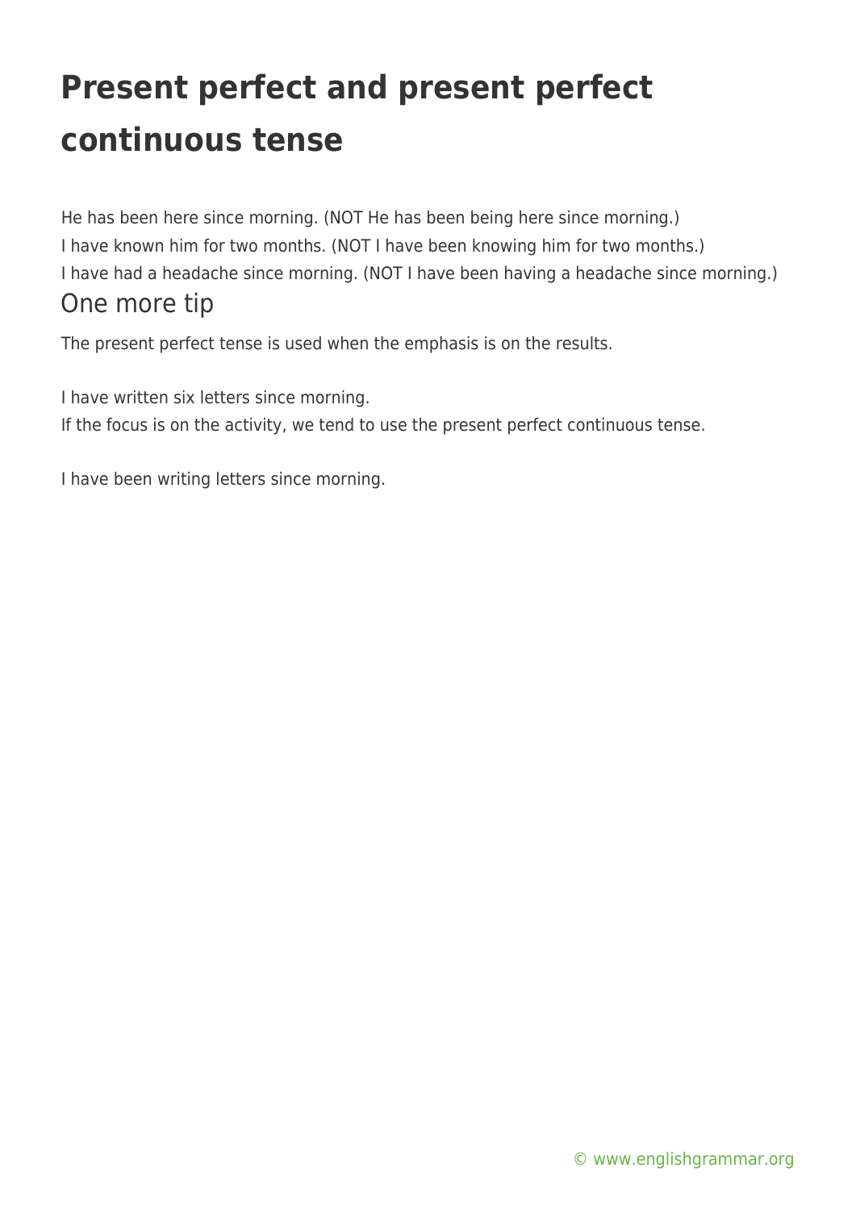# Present perfect and present perfect continuous tense

He has been here since morning. (NOT He has been being here since morning.)
I have known him for two months. (NOT I have been knowing him for two months.)
I have had a headache since morning. (NOT I have been having a headache since morning.)

## One more tip

The present perfect tense is used when the emphasis is on the results.

I have written six letters since morning.
If the focus is on the activity, we tend to use the present perfect continuous tense.

I have been writing letters since morning.